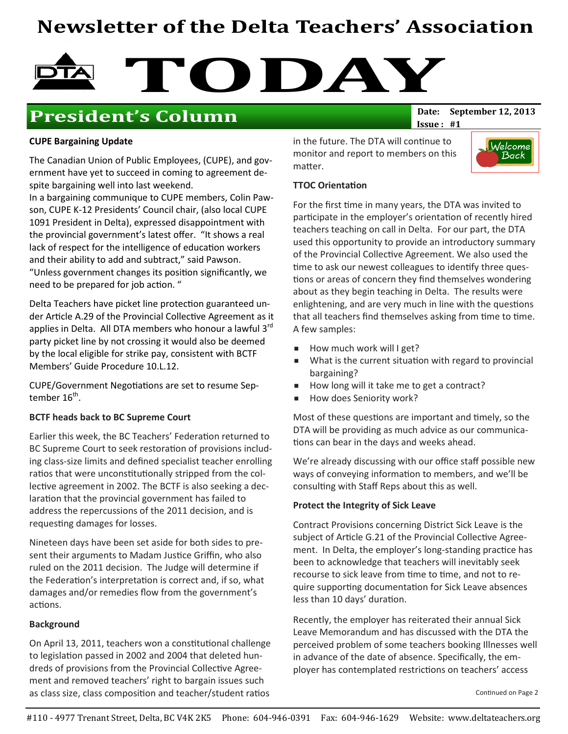# Newsletter of the Delta Teachers' Association

# TODAY

## President's Column

**Date: September 12, 2013**
**Issue: #1**

**CUPE Bargaining Update**

The Canadian Union of Public Employees, (CUPE), and government have yet to succeed in coming to agreement despite bargaining well into last weekend.

In a bargaining communique to CUPE members, Colin Pawson, CUPE K-12 Presidents' Council chair, (also local CUPE 1091 President in Delta), expressed disappointment with the provincial government's latest offer. "It shows a real lack of respect for the intelligence of education workers and their ability to add and subtract," said Pawson. "Unless government changes its position significantly, we need to be prepared for job action. "

Delta Teachers have picket line protection guaranteed under Article A.29 of the Provincial Collective Agreement as it applies in Delta. All DTA members who honour a lawful 3rd party picket line by not crossing it would also be deemed by the local eligible for strike pay, consistent with BCTF Members' Guide Procedure 10.L.12.

CUPE/Government Negotiations are set to resume September 16th.

**BCTF heads back to BC Supreme Court**

Earlier this week, the BC Teachers' Federation returned to BC Supreme Court to seek restoration of provisions including class-size limits and defined specialist teacher enrolling ratios that were unconstitutionally stripped from the collective agreement in 2002. The BCTF is also seeking a declaration that the provincial government has failed to address the repercussions of the 2011 decision, and is requesting damages for losses.

Nineteen days have been set aside for both sides to present their arguments to Madam Justice Griffin, who also ruled on the 2011 decision. The Judge will determine if the Federation's interpretation is correct and, if so, what damages and/or remedies flow from the government's actions.

**Background**

On April 13, 2011, teachers won a constitutional challenge to legislation passed in 2002 and 2004 that deleted hundreds of provisions from the Provincial Collective Agreement and removed teachers' right to bargain issues such as class size, class composition and teacher/student ratios in the future. The DTA will continue to monitor and report to members on this matter.

**TTOC Orientation**

For the first time in many years, the DTA was invited to participate in the employer's orientation of recently hired teachers teaching on call in Delta. For our part, the DTA used this opportunity to provide an introductory summary of the Provincial Collective Agreement. We also used the time to ask our newest colleagues to identify three questions or areas of concern they find themselves wondering about as they begin teaching in Delta. The results were enlightening, and are very much in line with the questions that all teachers find themselves asking from time to time. A few samples:

- How much work will I get?
- What is the current situation with regard to provincial bargaining?
- How long will it take me to get a contract?
- How does Seniority work?

Most of these questions are important and timely, so the DTA will be providing as much advice as our communications can bear in the days and weeks ahead.

We're already discussing with our office staff possible new ways of conveying information to members, and we'll be consulting with Staff Reps about this as well.

**Protect the Integrity of Sick Leave**

Contract Provisions concerning District Sick Leave is the subject of Article G.21 of the Provincial Collective Agreement. In Delta, the employer's long-standing practice has been to acknowledge that teachers will inevitably seek recourse to sick leave from time to time, and not to require supporting documentation for Sick Leave absences less than 10 days' duration.

Recently, the employer has reiterated their annual Sick Leave Memorandum and has discussed with the DTA the perceived problem of some teachers booking Illnesses well in advance of the date of absence. Specifically, the employer has contemplated restrictions on teachers' access

Continued on Page 2

#110 - 4977 Trenant Street, Delta, BC V4K 2K5 Phone: 604-946-0391 Fax: 604-946-1629 Website: www.deltateachers.org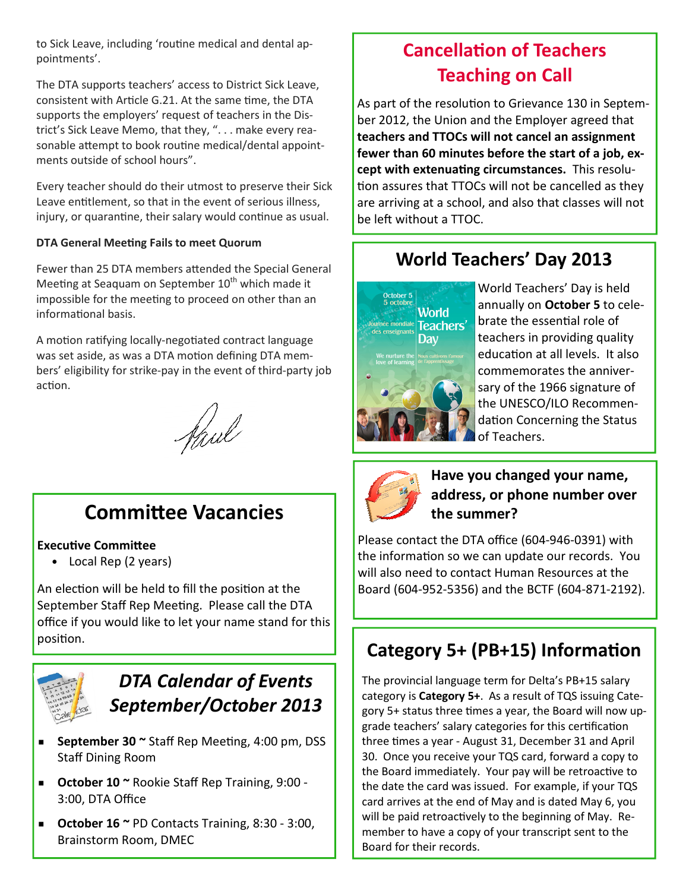to Sick Leave, including 'routine medical and dental appointments'.

The DTA supports teachers' access to District Sick Leave, consistent with Article G.21. At the same time, the DTA supports the employers' request of teachers in the District's Sick Leave Memo, that they, ". . . make every reasonable attempt to book routine medical/dental appointments outside of school hours".

Every teacher should do their utmost to preserve their Sick Leave entitlement, so that in the event of serious illness, injury, or quarantine, their salary would continue as usual.

**DTA General Meeting Fails to meet Quorum**

Fewer than 25 DTA members attended the Special General Meeting at Seaquam on September 10th which made it impossible for the meeting to proceed on other than an informational basis.

A motion ratifying locally-negotiated contract language was set aside, as was a DTA motion defining DTA members' eligibility for strike-pay in the event of third-party job action.

Paul

## Committee Vacancies

**Executive Committee**

- Local Rep (2 years)

An election will be held to fill the position at the September Staff Rep Meeting. Please call the DTA office if you would like to let your name stand for this position.

## *DTA Calendar of Events September/October 2013*

- **September 30** ~ Staff Rep Meeting, 4:00 pm, DSS Staff Dining Room
- **October 10** ~ Rookie Staff Rep Training, 9:00 - 3:00, DTA Office
- **October 16** ~ PD Contacts Training, 8:30 - 3:00, Brainstorm Room, DMEC

## Cancellation of Teachers Teaching on Call

As part of the resolution to Grievance 130 in September 2012, the Union and the Employer agreed that **teachers and TTOCs will not cancel an assignment fewer than 60 minutes before the start of a job, except with extenuating circumstances.** This resolution assures that TTOCs will not be cancelled as they are arriving at a school, and also that classes will not be left without a TTOC.

## World Teachers' Day 2013

World Teachers' Day is held annually on **October 5** to celebrate the essential role of teachers in providing quality education at all levels. It also commemorates the anniversary of the 1966 signature of the UNESCO/ILO Recommendation Concerning the Status of Teachers.

### Have you changed your name, address, or phone number over the summer?

Please contact the DTA office (604-946-0391) with the information so we can update our records. You will also need to contact Human Resources at the Board (604-952-5356) and the BCTF (604-871-2192).

## Category 5+ (PB+15) Information

The provincial language term for Delta's PB+15 salary category is **Category 5+**. As a result of TQS issuing Category 5+ status three times a year, the Board will now upgrade teachers' salary categories for this certification three times a year - August 31, December 31 and April 30. Once you receive your TQS card, forward a copy to the Board immediately. Your pay will be retroactive to the date the card was issued. For example, if your TQS card arrives at the end of May and is dated May 6, you will be paid retroactively to the beginning of May. Remember to have a copy of your transcript sent to the Board for their records.